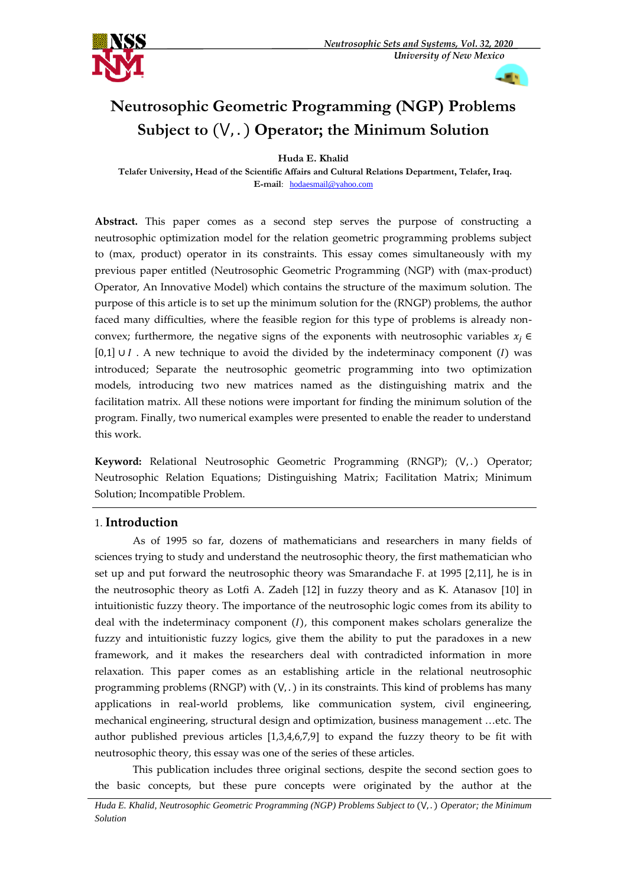# Neutrosophic Geometric Programming (NGP) Problems Subject to $(\vee, .)$ Operator; the Minimum Solution

**Huda E. Khalid**

**Telafer University, Head of the Scientific Affairs and Cultural Relations Department, Telafer, Iraq.**

**E-mail**: hodaesmail@yahoo.com

**Abstract.** This paper comes as a second step serves the purpose of constructing a neutrosophic optimization model for the relation geometric programming problems subject to (max, product) operator in its constraints. This essay comes simultaneously with my previous paper entitled (Neutrosophic Geometric Programming (NGP) with (max-product) Operator, An Innovative Model) which contains the structure of the maximum solution. The purpose of this article is to set up the minimum solution for the (RNGP) problems, the author faced many difficulties, where the feasible region for this type of problems is already non-convex; furthermore, the negative signs of the exponents with neutrosophic variables $x_j \in [0,1] \cup I$ . A new technique to avoid the divided by the indeterminacy component $(I)$ was introduced; Separate the neutrosophic geometric programming into two optimization models, introducing two new matrices named as the distinguishing matrix and the facilitation matrix. All these notions were important for finding the minimum solution of the program. Finally, two numerical examples were presented to enable the reader to understand this work.

**Keyword:** Relational Neutrosophic Geometric Programming (RNGP); $(\vee, .)$ Operator; Neutrosophic Relation Equations; Distinguishing Matrix; Facilitation Matrix; Minimum Solution; Incompatible Problem.

## 1. Introduction

As of 1995 so far, dozens of mathematicians and researchers in many fields of sciences trying to study and understand the neutrosophic theory, the first mathematician who set up and put forward the neutrosophic theory was Smarandache F. at 1995 [2,11], he is in the neutrosophic theory as Lotfi A. Zadeh [12] in fuzzy theory and as K. Atanasov [10] in intuitionistic fuzzy theory. The importance of the neutrosophic logic comes from its ability to deal with the indeterminacy component $(I)$, this component makes scholars generalize the fuzzy and intuitionistic fuzzy logics, give them the ability to put the paradoxes in a new framework, and it makes the researchers deal with contradicted information in more relaxation. This paper comes as an establishing article in the relational neutrosophic programming problems (RNGP) with $(\vee, .)$ in its constraints. This kind of problems has many applications in real-world problems, like communication system, civil engineering, mechanical engineering, structural design and optimization, business management …etc. The author published previous articles [1,3,4,6,7,9] to expand the fuzzy theory to be fit with neutrosophic theory, this essay was one of the series of these articles.

This publication includes three original sections, despite the second section goes to the basic concepts, but these pure concepts were originated by the author at the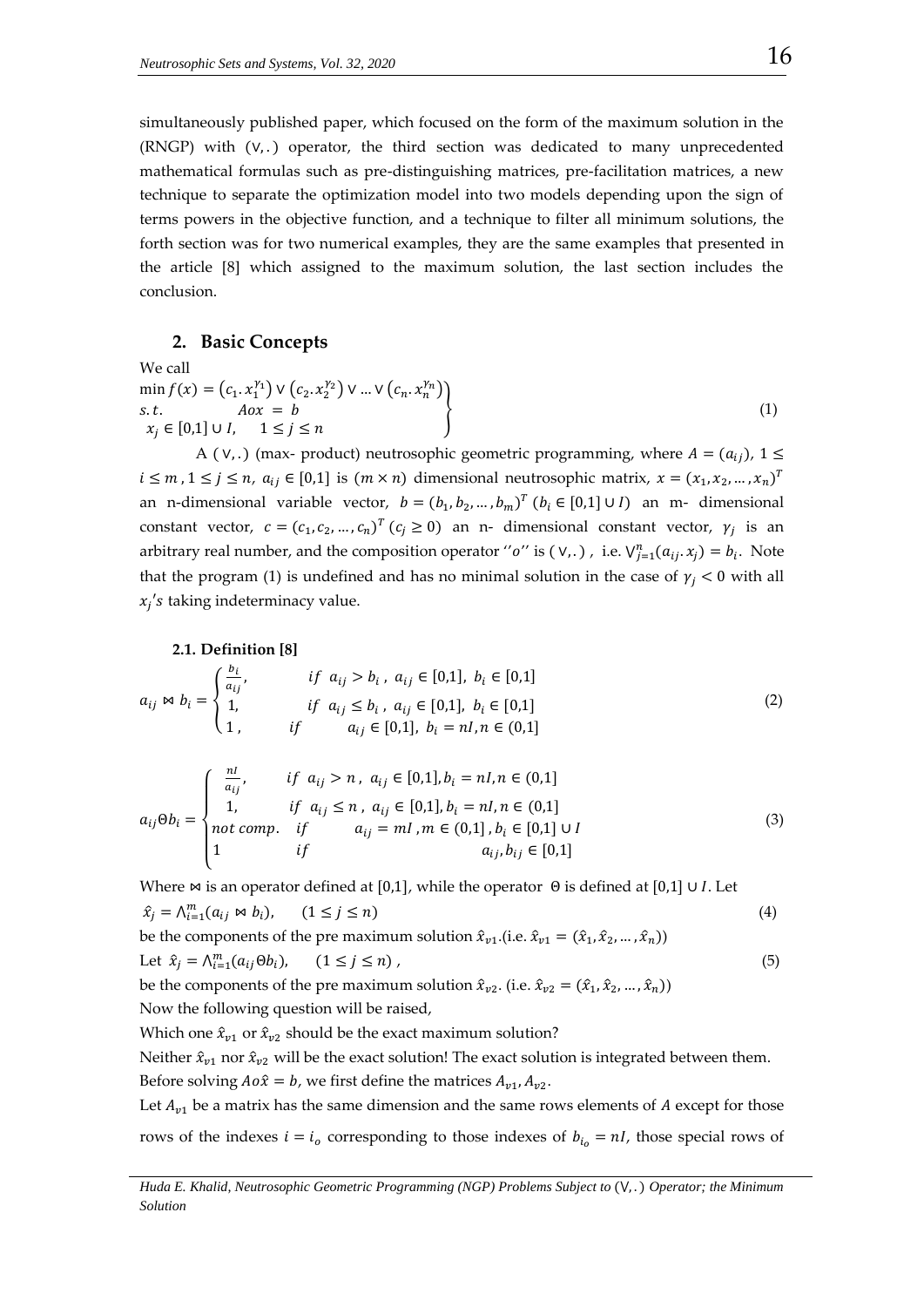simultaneously published paper, which focused on the form of the maximum solution in the (RNGP) with $(\vee,.)$ operator, the third section was dedicated to many unprecedented mathematical formulas such as pre-distinguishing matrices, pre-facilitation matrices, a new technique to separate the optimization model into two models depending upon the sign of terms powers in the objective function, and a technique to filter all minimum solutions, the forth section was for two numerical examples, they are the same examples that presented in the article [8] which assigned to the maximum solution, the last section includes the conclusion.

## 2. Basic Concepts

We call

$$\left.\begin{array}{l} \min f(x) = \left(c_1.x_1^{\gamma_1}\right) \vee \left(c_2.x_2^{\gamma_2}\right) \vee \dots \vee \left(c_n.x_n^{\gamma_n}\right) \\ s.t. \qquad\qquad Aox = b \\ x_j \in [0,1] \cup I, \quad 1 \le j \le n \end{array}\right\} \tag{1}$$

A $(\vee,.)$ (max- product) neutrosophic geometric programming, where $A = (a_{ij})$, $1 \le i \le m$, $1 \le j \le n$, $a_{ij} \in [0,1]$ is $(m \times n)$ dimensional neutrosophic matrix, $x = (x_1, x_2, \dots, x_n)^T$ an n-dimensional variable vector, $b = (b_1, b_2, \dots, b_m)^T$ $(b_i \in [0,1] \cup I)$ an m- dimensional constant vector, $c = (c_1, c_2, \dots, c_n)^T$ $(c_j \ge 0)$ an n- dimensional constant vector, $\gamma_j$ is an arbitrary real number, and the composition operator ''$o$'' is $(\vee,.)$, i.e. $\vee_{j=1}^{n}(a_{ij}.x_j) = b_i$. Note that the program (1) is undefined and has no minimal solution in the case of $\gamma_j < 0$ with all $x_j's$ taking indeterminacy value.

### 2.1. Definition [8]

$$a_{ij} \bowtie b_i = \begin{cases} \frac{b_i}{a_{ij}}, & if \ a_{ij} > b_i, \ a_{ij} \in [0,1], \ b_i \in [0,1] \\ 1, & if \ a_{ij} \le b_i, \ a_{ij} \in [0,1], \ b_i \in [0,1] \\ 1, & if \quad a_{ij} \in [0,1], \ b_i = nI, n \in (0,1] \end{cases} \tag{2}$$

$$a_{ij} \Theta b_i = \begin{cases} \frac{nI}{a_{ij}}, & if \ a_{ij} > n, \ a_{ij} \in [0,1], b_i = nI, n \in (0,1] \\ 1, & if \ a_{ij} \le n, \ a_{ij} \in [0,1], b_i = nI, n \in (0,1] \\ not\ comp. & if \quad a_{ij} = mI, m \in (0,1], b_i \in [0,1] \cup I \\ 1 & if \quad a_{ij}, b_{ij} \in [0,1] \end{cases} \tag{3}$$

Where $\bowtie$ is an operator defined at $[0,1]$, while the operator $\Theta$ is defined at $[0,1] \cup I$. Let

$$\hat{x}_j = \wedge_{i=1}^{m}(a_{ij} \bowtie b_i), \quad (1 \le j \le n) \tag{4}$$

be the components of the pre maximum solution $\hat{x}_{v1}$.(i.e. $\hat{x}_{v1} = (\hat{x}_1, \hat{x}_2, \dots, \hat{x}_n)$)

Let $\hat{x}_j = \wedge_{i=1}^{m}(a_{ij} \Theta b_i), \quad (1 \le j \le n)$, $\qquad (5)$

be the components of the pre maximum solution $\hat{x}_{v2}$. (i.e. $\hat{x}_{v2} = (\hat{x}_1, \hat{x}_2, \dots, \hat{x}_n)$)

Now the following question will be raised,

Which one $\hat{x}_{v1}$ or $\hat{x}_{v2}$ should be the exact maximum solution?

Neither $\hat{x}_{v1}$ nor $\hat{x}_{v2}$ will be the exact solution! The exact solution is integrated between them.

Before solving $Ao\hat{x} = b$, we first define the matrices $A_{v1}, A_{v2}$.

Let $A_{v1}$ be a matrix has the same dimension and the same rows elements of $A$ except for those rows of the indexes $i = i_o$ corresponding to those indexes of $b_{i_o} = nI$, those special rows of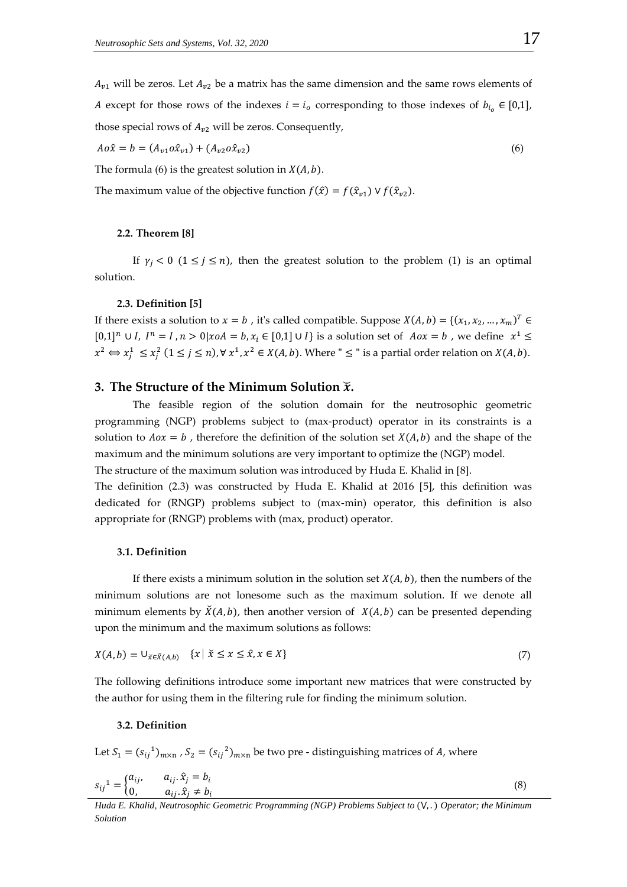$A_{v1}$ will be zeros. Let $A_{v2}$ be a matrix has the same dimension and the same rows elements of $A$ except for those rows of the indexes $i = i_o$ corresponding to those indexes of $b_{i_o} \in [0,1]$, those special rows of $A_{v2}$ will be zeros. Consequently,

$$A o \hat{x} = b = (A_{v1} o \hat{x}_{v1}) + (A_{v2} o \hat{x}_{v2}) \tag{6}$$

The formula (6) is the greatest solution in $X(A, b)$.

The maximum value of the objective function $f(\hat{x}) = f(\hat{x}_{v1}) \vee f(\hat{x}_{v2})$.

#### 2.2. Theorem [8]

If $\gamma_j < 0$ $(1 \le j \le n)$, then the greatest solution to the problem (1) is an optimal solution.

#### 2.3. Definition [5]

If there exists a solution to $x = b$ , it's called compatible. Suppose $X(A, b) = \{(x_1, x_2, \dots, x_m)^T \in [0,1]^n \cup I,\ I^n = I\ , n > 0 | x o A = b, x_i \in [0,1] \cup I\}$ is a solution set of $A o x = b$ , we define $x^1 \le x^2 \Leftrightarrow x_j^1 \le x_j^2\ (1 \le j \le n), \forall\, x^1, x^2 \in X(A, b)$. Where " $\le$ " is a partial order relation on $X(A, b)$.

## 3. The Structure of the Minimum Solution $\breve{x}$.

The feasible region of the solution domain for the neutrosophic geometric programming (NGP) problems subject to (max-product) operator in its constraints is a solution to $Ax = b$ , therefore the definition of the solution set $X(A, b)$ and the shape of the maximum and the minimum solutions are very important to optimize the (NGP) model.

The structure of the maximum solution was introduced by Huda E. Khalid in [8].

The definition (2.3) was constructed by Huda E. Khalid at 2016 [5], this definition was dedicated for (RNGP) problems subject to (max-min) operator, this definition is also appropriate for (RNGP) problems with (max, product) operator.

#### 3.1. Definition

If there exists a minimum solution in the solution set $X(A, b)$, then the numbers of the minimum solutions are not lonesome such as the maximum solution. If we denote all minimum elements by $\breve{X}(A, b)$, then another version of $X(A, b)$ can be presented depending upon the minimum and the maximum solutions as follows:

$$X(A, b) = \cup_{\breve{x} \in \breve{X}(A,b)} \quad \{x \mid \breve{x} \le x \le \hat{x}, x \in X\} \tag{7}$$

The following definitions introduce some important new matrices that were constructed by the author for using them in the filtering rule for finding the minimum solution.

#### 3.2. Definition

Let $S_1 = ({s_{ij}}^1)_{m \times n}$ , $S_2 = ({s_{ij}}^2)_{m \times n}$ be two pre - distinguishing matrices of $A$, where

$${s_{ij}}^1 = \begin{cases} a_{ij}, & a_{ij}.\hat{x}_j = b_i \\ 0, & a_{ij}.\hat{x}_j \ne b_i \end{cases} \tag{8}$$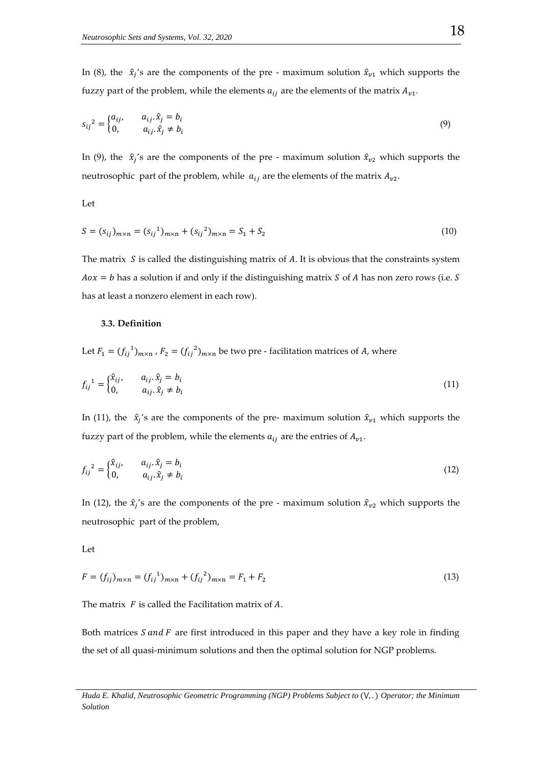In (8), the $\hat{x}_j$'s are the components of the pre - maximum solution $\hat{x}_{v1}$ which supports the fuzzy part of the problem, while the elements $a_{ij}$ are the elements of the matrix $A_{v1}$.

$$s_{ij}{}^2 = \begin{cases} a_{ij}, & a_{ij}.\hat{x}_j = b_i \\ 0, & a_{ij}.\hat{x}_j \neq b_i \end{cases} \tag{9}$$

In (9), the $\hat{x}_j$'s are the components of the pre - maximum solution $\hat{x}_{v2}$ which supports the neutrosophic part of the problem, while $a_{ij}$ are the elements of the matrix $A_{v2}$.

Let

$$S = (s_{ij})_{m\times n} = (s_{ij}{}^1)_{m\times n} + (s_{ij}{}^2)_{m\times n} = S_1 + S_2 \tag{10}$$

The matrix $S$ is called the distinguishing matrix of $A$. It is obvious that the constraints system $Aox = b$ has a solution if and only if the distinguishing matrix $S$ of $A$ has non zero rows (i.e. $S$ has at least a nonzero element in each row).

### 3.3. Definition

Let $F_1 = (f_{ij}{}^1)_{m\times n}$ , $F_2 = (f_{ij}{}^2)_{m\times n}$ be two pre - facilitation matrices of $A$, where

$$f_{ij}{}^1 = \begin{cases} \hat{x}_{ij}, & a_{ij}.\hat{x}_j = b_i \\ 0, & a_{ij}.\hat{x}_j \neq b_i \end{cases} \tag{11}$$

In (11), the $\hat{x}_j$'s are the components of the pre- maximum solution $\hat{x}_{v1}$ which supports the fuzzy part of the problem, while the elements $a_{ij}$ are the entries of $A_{v1}$.

$$f_{ij}{}^2 = \begin{cases} \hat{x}_{ij}, & a_{ij}.\hat{x}_j = b_i \\ 0, & a_{ij}.\hat{x}_j \neq b_i \end{cases} \tag{12}$$

In (12), the $\hat{x}_j$'s are the components of the pre - maximum solution $\hat{x}_{v2}$ which supports the neutrosophic part of the problem,

Let

$$F = (f_{ij})_{m\times n} = (f_{ij}{}^1)_{m\times n} + (f_{ij}{}^2)_{m\times n} = F_1 + F_2 \tag{13}$$

The matrix $F$ is called the Facilitation matrix of $A$.

Both matrices $S$ *and* $F$ are first introduced in this paper and they have a key role in finding the set of all quasi-minimum solutions and then the optimal solution for NGP problems.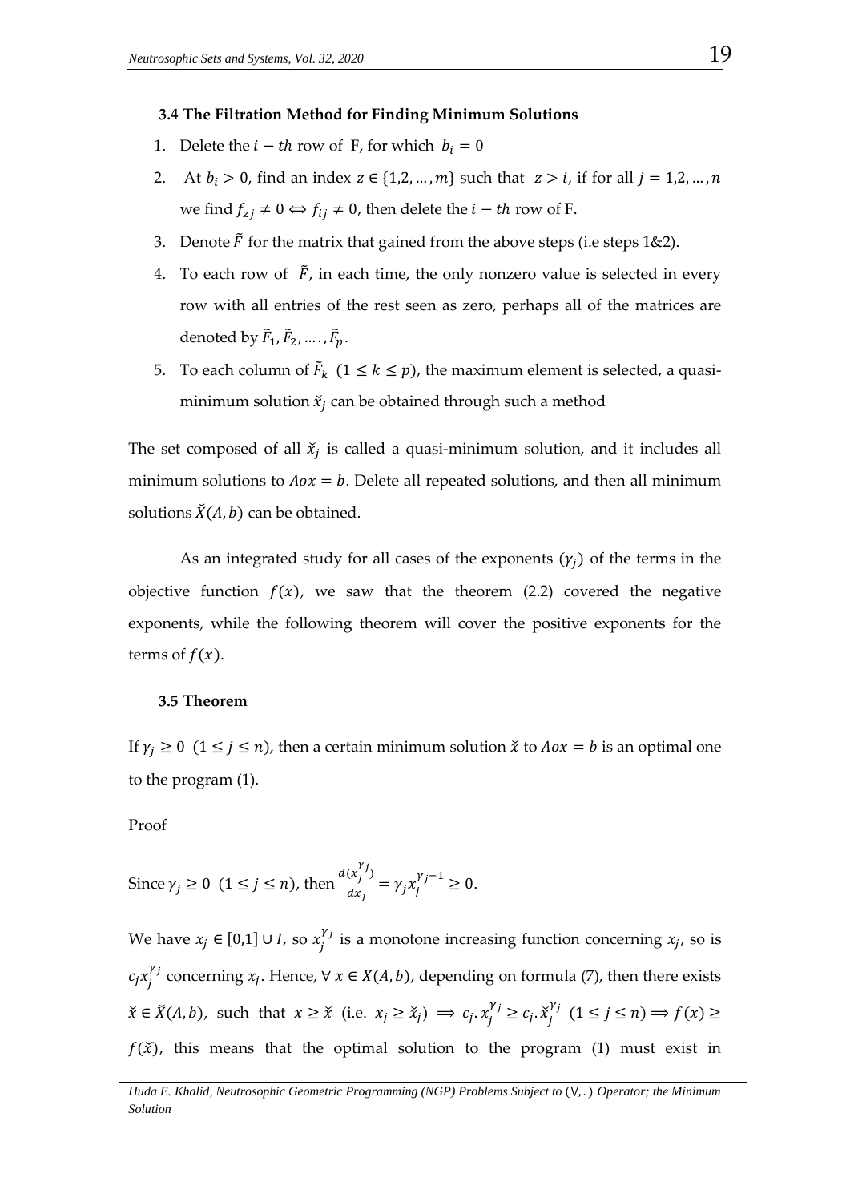### 3.4 The Filtration Method for Finding Minimum Solutions

1. Delete the $i-th$ row of F, for which $b_i = 0$
2. At $b_i > 0$, find an index $z \in \{1,2,\dots,m\}$ such that $z > i$, if for all $j = 1,2,\dots,n$ we find $f_{zj} \neq 0 \Leftrightarrow f_{ij} \neq 0$, then delete the $i-th$ row of F.
3. Denote $\tilde{F}$ for the matrix that gained from the above steps (i.e steps 1&2).
4. To each row of $\tilde{F}$, in each time, the only nonzero value is selected in every row with all entries of the rest seen as zero, perhaps all of the matrices are denoted by $\tilde{F}_1, \tilde{F}_2, \dots, \tilde{F}_p$.
5. To each column of $\tilde{F}_k$ $(1 \leq k \leq p)$, the maximum element is selected, a quasi-minimum solution $\breve{x}_j$ can be obtained through such a method

The set composed of all $\breve{x}_j$ is called a quasi-minimum solution, and it includes all minimum solutions to $Aox = b$. Delete all repeated solutions, and then all minimum solutions $\breve{X}(A,b)$ can be obtained.

As an integrated study for all cases of the exponents $(\gamma_j)$ of the terms in the objective function $f(x)$, we saw that the theorem (2.2) covered the negative exponents, while the following theorem will cover the positive exponents for the terms of $f(x)$.

### 3.5 Theorem

If $\gamma_j \geq 0$ $(1 \leq j \leq n)$, then a certain minimum solution $\breve{x}$ to $Aox = b$ is an optimal one to the program (1).

Proof

Since $\gamma_j \geq 0$ $(1 \leq j \leq n)$, then $\frac{d(x_j^{\gamma_j})}{dx_j} = \gamma_j x_j^{\gamma_j - 1} \geq 0$.

We have $x_j \in [0,1] \cup I$, so $x_j^{\gamma_j}$ is a monotone increasing function concerning $x_j$, so is $c_j x_j^{\gamma_j}$ concerning $x_j$. Hence, $\forall\, x \in X(A,b)$, depending on formula (7), then there exists $\breve{x} \in \breve{X}(A,b)$, such that $x \geq \breve{x}$ (i.e. $x_j \geq \breve{x}_j$) $\Rightarrow c_j.x_j^{\gamma_j} \geq c_j.\breve{x}_j^{\gamma_j}$ $(1 \leq j \leq n) \Rightarrow f(x) \geq f(\breve{x})$, this means that the optimal solution to the program (1) must exist in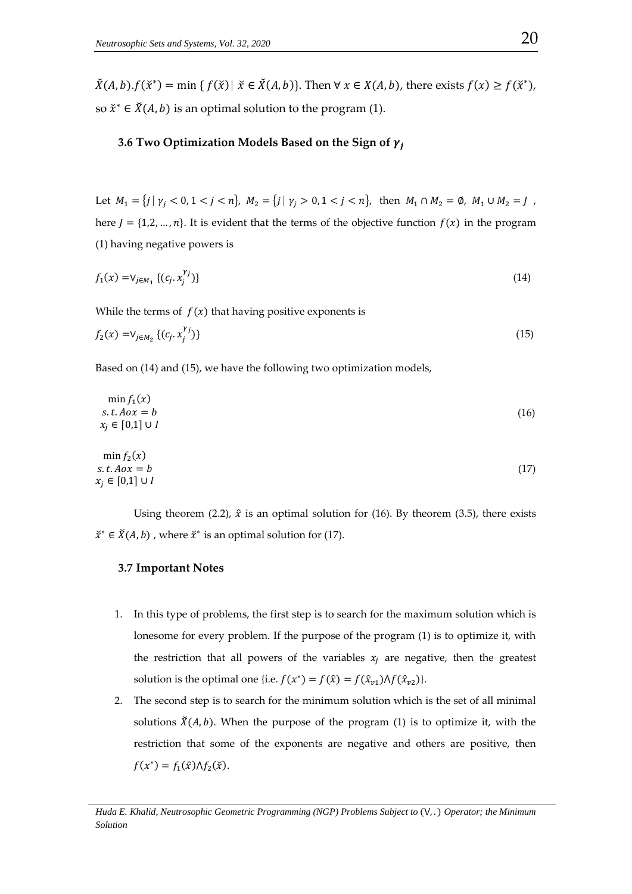$\check{X}(A,b).f(\check{x}^*) = \min\{f(\check{x}) \mid \check{x} \in \check{X}(A,b)\}$. Then $\forall\, x \in X(A,b)$, there exists $f(x) \geq f(\check{x}^*)$, so $\check{x}^* \in \check{X}(A,b)$ is an optimal solution to the program (1).

### 3.6 Two Optimization Models Based on the Sign of $\gamma_j$

Let $M_1 = \{j \mid \gamma_j < 0, 1 < j < n\}$, $M_2 = \{j \mid \gamma_j > 0, 1 < j < n\}$, then $M_1 \cap M_2 = \emptyset$, $M_1 \cup M_2 = J$, here $J = \{1,2,\ldots,n\}$. It is evident that the terms of the objective function $f(x)$ in the program (1) having negative powers is

$$f_1(x) = \vee_{j \in M_1} \{(c_j . x_j^{\gamma_j})\} \tag{14}$$

While the terms of $f(x)$ that having positive exponents is

$$f_2(x) = \vee_{j \in M_2} \{(c_j . x_j^{\gamma_j})\} \tag{15}$$

Based on (14) and (15), we have the following two optimization models,

$$\begin{aligned} &\min f_1(x) \\ &s.t.\, Aox = b \\ &x_j \in [0,1] \cup I \end{aligned} \tag{16}$$

$$\begin{aligned} &\min f_2(x) \\ &s.t.\, Aox = b \\ &x_j \in [0,1] \cup I \end{aligned} \tag{17}$$

Using theorem (2.2), $\hat{x}$ is an optimal solution for (16). By theorem (3.5), there exists $\check{x}^* \in \check{X}(A,b)$, where $\check{x}^*$ is an optimal solution for (17).

### 3.7 Important Notes

1. In this type of problems, the first step is to search for the maximum solution which is lonesome for every problem. If the purpose of the program (1) is to optimize it, with the restriction that all powers of the variables $x_j$ are negative, then the greatest solution is the optimal one {i.e. $f(x^*) = f(\hat{x}) = f(\hat{x}_{v1}) \wedge f(\hat{x}_{v2})$}.
2. The second step is to search for the minimum solution which is the set of all minimal solutions $\check{X}(A,b)$. When the purpose of the program (1) is to optimize it, with the restriction that some of the exponents are negative and others are positive, then $f(x^*) = f_1(\hat{x}) \wedge f_2(\check{x})$.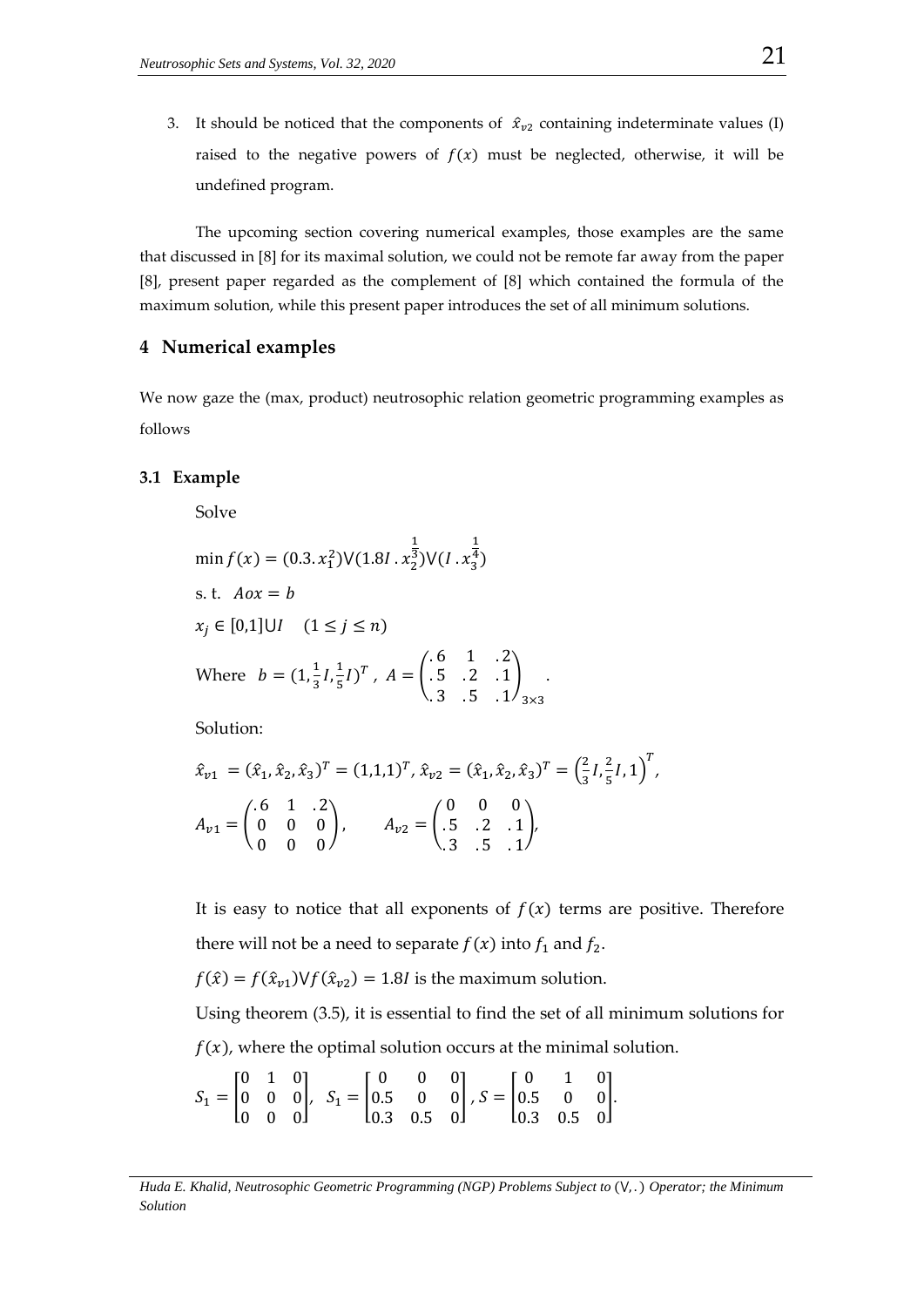3. It should be noticed that the components of $\hat{x}_{v2}$ containing indeterminate values (I) raised to the negative powers of $f(x)$ must be neglected, otherwise, it will be undefined program.

The upcoming section covering numerical examples, those examples are the same that discussed in [8] for its maximal solution, we could not be remote far away from the paper [8], present paper regarded as the complement of [8] which contained the formula of the maximum solution, while this present paper introduces the set of all minimum solutions.

## 4 Numerical examples

We now gaze the (max, product) neutrosophic relation geometric programming examples as follows

### 3.1 Example

Solve

$$\min f(x) = (0.3.\, x_1^2) \vee (1.8I\, .\, x_2^{\frac{1}{3}}) \vee (I\, .\, x_3^{\frac{1}{4}})$$

s. t. $Aox = b$

$x_j \in [0,1] \cup I \quad (1 \leq j \leq n)$

Where $b = (1, \frac{1}{3}I, \frac{1}{5}I)^T$ , $A = \begin{pmatrix} .6 & 1 & .2 \\ .5 & .2 & .1 \\ .3 & .5 & .1 \end{pmatrix}_{3\times 3}$ .

Solution:

$\hat{x}_{v1} = (\hat{x}_1, \hat{x}_2, \hat{x}_3)^T = (1,1,1)^T$, $\hat{x}_{v2} = (\hat{x}_1, \hat{x}_2, \hat{x}_3)^T = \left(\frac{2}{3}I, \frac{2}{5}I, 1\right)^T$,

$$A_{v1} = \begin{pmatrix} .6 & 1 & .2 \\ 0 & 0 & 0 \\ 0 & 0 & 0 \end{pmatrix}, \qquad A_{v2} = \begin{pmatrix} 0 & 0 & 0 \\ .5 & .2 & .1 \\ .3 & .5 & .1 \end{pmatrix},$$

It is easy to notice that all exponents of $f(x)$ terms are positive. Therefore there will not be a need to separate $f(x)$ into $f_1$ and $f_2$.

$f(\hat{x}) = f(\hat{x}_{v1}) \vee f(\hat{x}_{v2}) = 1.8I$ is the maximum solution.

Using theorem (3.5), it is essential to find the set of all minimum solutions for $f(x)$, where the optimal solution occurs at the minimal solution.

$$S_1 = \begin{bmatrix} 0 & 1 & 0 \\ 0 & 0 & 0 \\ 0 & 0 & 0 \end{bmatrix},\;\; S_1 = \begin{bmatrix} 0 & 0 & 0 \\ 0.5 & 0 & 0 \\ 0.3 & 0.5 & 0 \end{bmatrix},\; S = \begin{bmatrix} 0 & 1 & 0 \\ 0.5 & 0 & 0 \\ 0.3 & 0.5 & 0 \end{bmatrix}.$$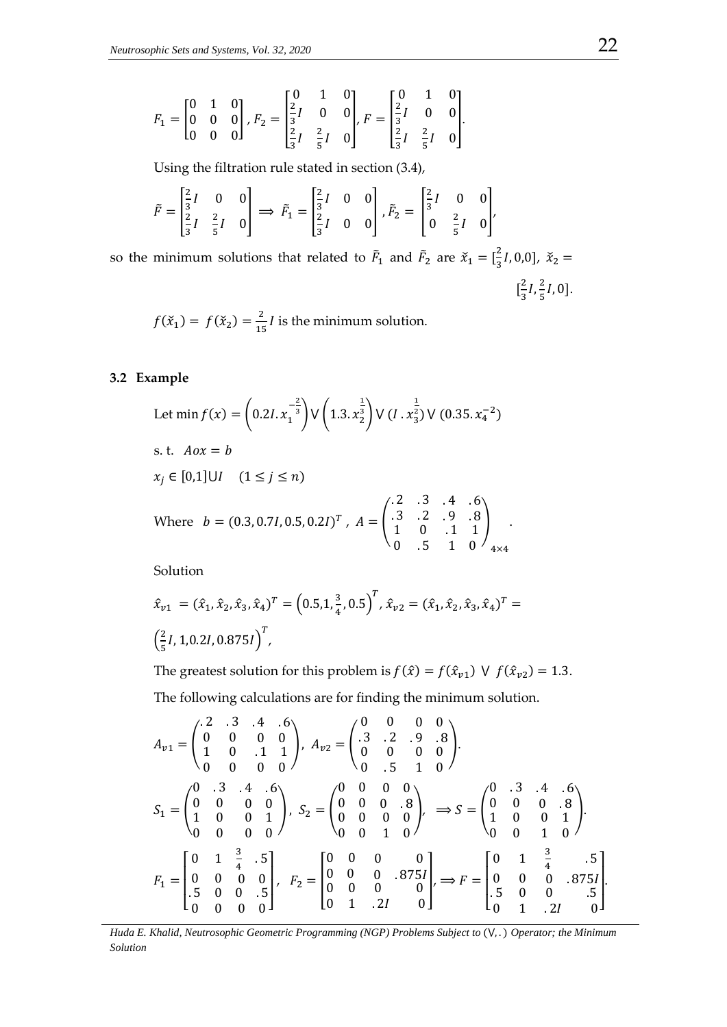$$F_1 = \begin{bmatrix} 0 & 1 & 0 \\ 0 & 0 & 0 \\ 0 & 0 & 0 \end{bmatrix}, F_2 = \begin{bmatrix} 0 & 1 & 0 \\ \frac{2}{3}I & 0 & 0 \\ \frac{2}{3}I & \frac{2}{5}I & 0 \end{bmatrix}, F = \begin{bmatrix} 0 & 1 & 0 \\ \frac{2}{3}I & 0 & 0 \\ \frac{2}{3}I & \frac{2}{5}I & 0 \end{bmatrix}.$$

Using the filtration rule stated in section (3.4),

$$\tilde{F} = \begin{bmatrix} \frac{2}{3}I & 0 & 0 \\ \frac{2}{3}I & \frac{2}{5}I & 0 \end{bmatrix} \Longrightarrow \tilde{F}_1 = \begin{bmatrix} \frac{2}{3}I & 0 & 0 \\ \frac{2}{3}I & 0 & 0 \end{bmatrix}, \tilde{F}_2 = \begin{bmatrix} \frac{2}{3}I & 0 & 0 \\ 0 & \frac{2}{5}I & 0 \end{bmatrix},$$

so the minimum solutions that related to $\tilde{F}_1$ and $\tilde{F}_2$ are $\check{x}_1 = [\frac{2}{3}I, 0,0]$, $\check{x}_2 = [\frac{2}{3}I, \frac{2}{5}I, 0]$.

$f(\check{x}_1) = f(\check{x}_2) = \frac{2}{15}I$ is the minimum solution.

### 3.2 Example

Let $\min f(x) = \left(0.2I.\, x_1^{-\frac{2}{3}}\right) \vee \left(1.3.\, x_2^{\frac{1}{3}}\right) \vee (I.\, x_3^{\frac{1}{2}}) \vee (0.35.\, x_4^{-2})$

s. t. $A o x = b$

$x_j \in [0,1] \cup I \quad (1 \le j \le n)$

Where $b = (0.3, 0.7I, 0.5, 0.2I)^T$, $A = \begin{pmatrix} .2 & .3 & .4 & .6 \\ .3 & .2 & .9 & .8 \\ 1 & 0 & .1 & 1 \\ 0 & .5 & 1 & 0 \end{pmatrix}_{4\times 4}$.

Solution

$\hat{x}_{v1} = (\hat{x}_1, \hat{x}_2, \hat{x}_3, \hat{x}_4)^T = \left(0.5, 1, \frac{3}{4}, 0.5\right)^T$, $\hat{x}_{v2} = (\hat{x}_1, \hat{x}_2, \hat{x}_3, \hat{x}_4)^T = \left(\frac{2}{5}I, 1, 0.2I, 0.875I\right)^T$,

The greatest solution for this problem is $f(\hat{x}) = f(\hat{x}_{v1}) \vee f(\hat{x}_{v2}) = 1.3$.

The following calculations are for finding the minimum solution.

$$A_{v1} = \begin{pmatrix} .2 & .3 & .4 & .6 \\ 0 & 0 & 0 & 0 \\ 1 & 0 & .1 & 1 \\ 0 & 0 & 0 & 0 \end{pmatrix}, \; A_{v2} = \begin{pmatrix} 0 & 0 & 0 & 0 \\ .3 & .2 & .9 & .8 \\ 0 & 0 & 0 & 0 \\ 0 & .5 & 1 & 0 \end{pmatrix}.$$

$$S_1 = \begin{pmatrix} 0 & .3 & .4 & .6 \\ 0 & 0 & 0 & 0 \\ 1 & 0 & 0 & 1 \\ 0 & 0 & 0 & 0 \end{pmatrix}, \; S_2 = \begin{pmatrix} 0 & 0 & 0 & 0 \\ 0 & 0 & 0 & .8 \\ 0 & 0 & 0 & 0 \\ 0 & 0 & 1 & 0 \end{pmatrix}, \; \Longrightarrow S = \begin{pmatrix} 0 & .3 & .4 & .6 \\ 0 & 0 & 0 & .8 \\ 1 & 0 & 0 & 1 \\ 0 & 0 & 1 & 0 \end{pmatrix}.$$

$$F_1 = \begin{bmatrix} 0 & 1 & \frac{3}{4} & .5 \\ 0 & 0 & 0 & 0 \\ .5 & 0 & 0 & .5 \\ 0 & 0 & 0 & 0 \end{bmatrix}, \; F_2 = \begin{bmatrix} 0 & 0 & 0 & 0 \\ 0 & 0 & 0 & .875I \\ 0 & 0 & 0 & 0 \\ 0 & 1 & .2I & 0 \end{bmatrix}, \Longrightarrow F = \begin{bmatrix} 0 & 1 & \frac{3}{4} & .5 \\ 0 & 0 & 0 & .875I \\ .5 & 0 & 0 & .5 \\ 0 & 1 & .2I & 0 \end{bmatrix}.$$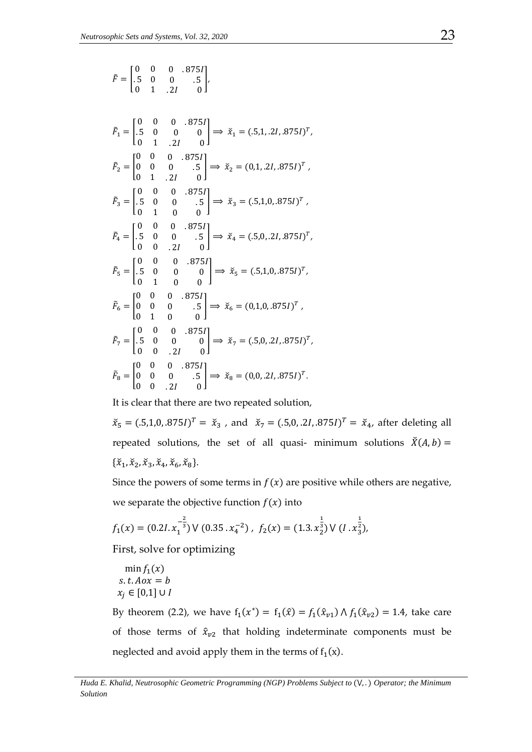$$\tilde{F} = \begin{bmatrix} 0 & 0 & 0 & .875I \\ .5 & 0 & 0 & .5 \\ 0 & 1 & .2I & 0 \end{bmatrix},$$

$$\tilde{F}_1 = \begin{bmatrix} 0 & 0 & 0 & .875I \\ .5 & 0 & 0 & 0 \\ 0 & 1 & .2I & 0 \end{bmatrix} \Longrightarrow \breve{x}_1 = (.5,1,.2I,.875I)^T,$$

$$\tilde{F}_2 = \begin{bmatrix} 0 & 0 & 0 & .875I \\ 0 & 0 & 0 & .5 \\ 0 & 1 & .2I & 0 \end{bmatrix} \Longrightarrow \breve{x}_2 = (0,1,.2I,.875I)^T,$$

$$\tilde{F}_3 = \begin{bmatrix} 0 & 0 & 0 & .875I \\ .5 & 0 & 0 & .5 \\ 0 & 1 & 0 & 0 \end{bmatrix} \Longrightarrow \breve{x}_3 = (.5,1,0,.875I)^T,$$

$$\tilde{F}_4 = \begin{bmatrix} 0 & 0 & 0 & .875I \\ .5 & 0 & 0 & .5 \\ 0 & 0 & .2I & 0 \end{bmatrix} \Longrightarrow \breve{x}_4 = (.5,0,.2I,.875I)^T,$$

$$\tilde{F}_5 = \begin{bmatrix} 0 & 0 & 0 & .875I \\ .5 & 0 & 0 & 0 \\ 0 & 1 & 0 & 0 \end{bmatrix} \Longrightarrow \breve{x}_5 = (.5,1,0,.875I)^T,$$

$$\tilde{F}_6 = \begin{bmatrix} 0 & 0 & 0 & .875I \\ 0 & 0 & 0 & .5 \\ 0 & 1 & 0 & 0 \end{bmatrix} \Longrightarrow \breve{x}_6 = (0,1,0,.875I)^T,$$

$$\tilde{F}_7 = \begin{bmatrix} 0 & 0 & 0 & .875I \\ .5 & 0 & 0 & 0 \\ 0 & 0 & .2I & 0 \end{bmatrix} \Longrightarrow \breve{x}_7 = (.5,0,.2I,.875I)^T,$$

$$\tilde{F}_8 = \begin{bmatrix} 0 & 0 & 0 & .875I \\ 0 & 0 & 0 & .5 \\ 0 & 0 & .2I & 0 \end{bmatrix} \Longrightarrow \breve{x}_8 = (0,0,.2I,.875I)^T.$$

It is clear that there are two repeated solution,

$\breve{x}_5 = (.5,1,0,.875I)^T = \breve{x}_3$ , and $\breve{x}_7 = (.5,0,.2I,.875I)^T = \breve{x}_4$, after deleting all repeated solutions, the set of all quasi- minimum solutions $\breve{X}(A,b) = \{\breve{x}_1, \breve{x}_2, \breve{x}_3, \breve{x}_4, \breve{x}_6, \breve{x}_8\}$.

Since the powers of some terms in $f(x)$ are positive while others are negative, we separate the objective function $f(x)$ into

$$f_1(x) = (0.2I.\, x_1^{-\frac{2}{3}}) \vee (0.35\,.\, x_4^{-2}) \;,\; f_2(x) = (1.3.\, x_2^{\frac{1}{3}}) \vee (I\,.\, x_3^{\frac{1}{2}}),$$

First, solve for optimizing

$$\begin{aligned} &\min f_1(x) \\ &s.t.\, A o x = b \\ &x_j \in [0,1] \cup I \end{aligned}$$

By theorem (2.2), we have $f_1(x^*) = f_1(\hat{x}) = f_1(\hat{x}_{v1}) \wedge f_1(\hat{x}_{v2}) = 1.4$, take care of those terms of $\hat{x}_{v2}$ that holding indeterminate components must be neglected and avoid apply them in the terms of $f_1(x)$.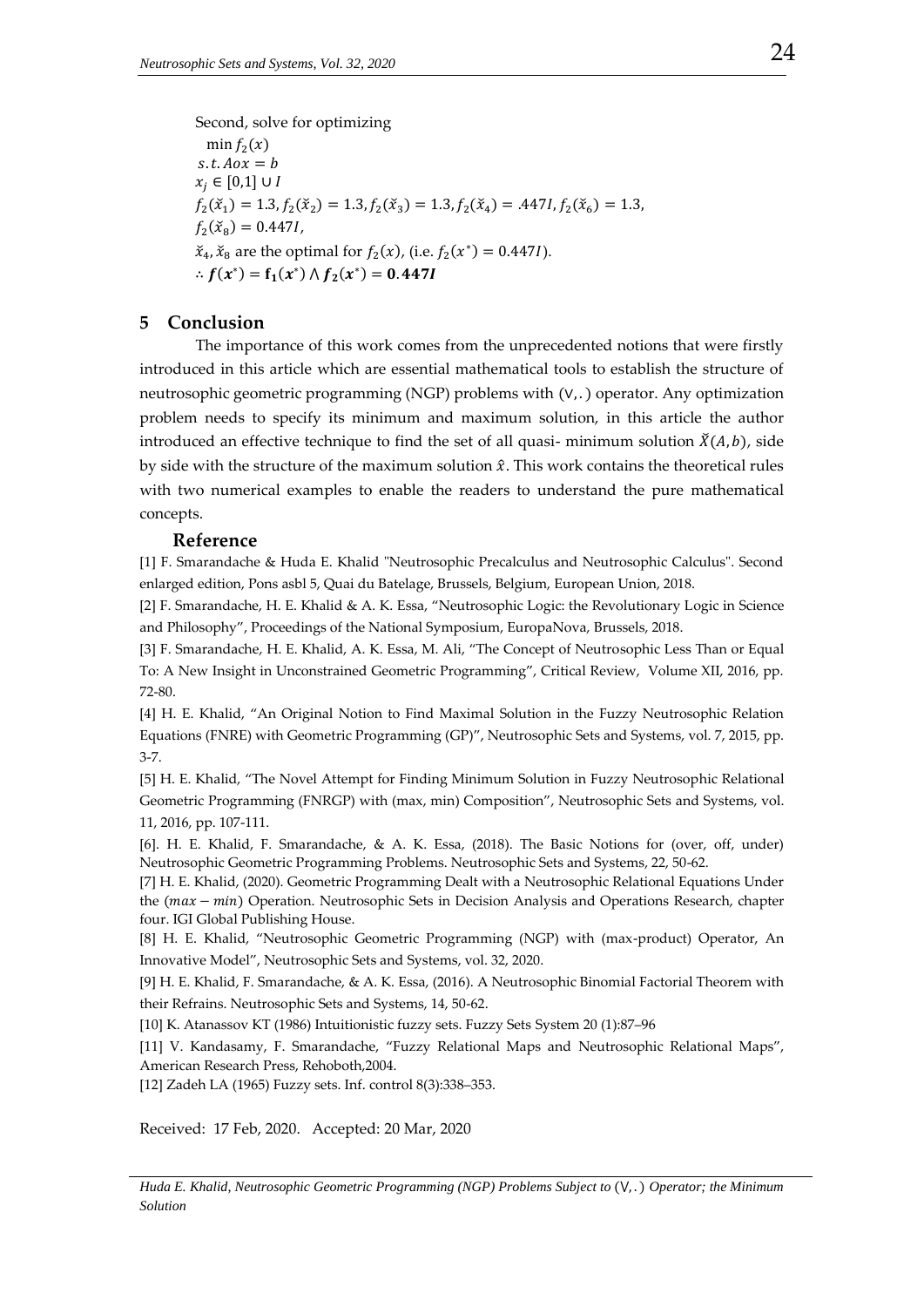Second, solve for optimizing

$\min f_2(x)$

$s.t.\ Aox = b$

$x_j \in [0,1] \cup I$

$f_2(\breve{x}_1) = 1.3, f_2(\breve{x}_2) = 1.3, f_2(\breve{x}_3) = 1.3, f_2(\breve{x}_4) = .447I, f_2(\breve{x}_6) = 1.3,$

$f_2(\breve{x}_8) = 0.447I,$

$\breve{x}_4, \breve{x}_8$ are the optimal for $f_2(x)$, (i.e. $f_2(x^*) = 0.447I$).

$\therefore \boldsymbol{f(x^*) = f_1(x^*) \wedge f_2(x^*) = 0.447I}$

## 5 Conclusion

The importance of this work comes from the unprecedented notions that were firstly introduced in this article which are essential mathematical tools to establish the structure of neutrosophic geometric programming (NGP) problems with $(\vee, .)$ operator. Any optimization problem needs to specify its minimum and maximum solution, in this article the author introduced an effective technique to find the set of all quasi- minimum solution $\breve{X}(A, b)$, side by side with the structure of the maximum solution $\hat{x}$. This work contains the theoretical rules with two numerical examples to enable the readers to understand the pure mathematical concepts.

### Reference

[1] F. Smarandache & Huda E. Khalid "Neutrosophic Precalculus and Neutrosophic Calculus". Second enlarged edition, Pons asbl 5, Quai du Batelage, Brussels, Belgium, European Union, 2018.

[2] F. Smarandache, H. E. Khalid & A. K. Essa, "Neutrosophic Logic: the Revolutionary Logic in Science and Philosophy", Proceedings of the National Symposium, EuropaNova, Brussels, 2018.

[3] F. Smarandache, H. E. Khalid, A. K. Essa, M. Ali, "The Concept of Neutrosophic Less Than or Equal To: A New Insight in Unconstrained Geometric Programming", Critical Review, Volume XII, 2016, pp. 72-80.

[4] H. E. Khalid, "An Original Notion to Find Maximal Solution in the Fuzzy Neutrosophic Relation Equations (FNRE) with Geometric Programming (GP)", Neutrosophic Sets and Systems, vol. 7, 2015, pp. 3-7.

[5] H. E. Khalid, "The Novel Attempt for Finding Minimum Solution in Fuzzy Neutrosophic Relational Geometric Programming (FNRGP) with (max, min) Composition", Neutrosophic Sets and Systems, vol. 11, 2016, pp. 107-111.

[6]. H. E. Khalid, F. Smarandache, & A. K. Essa, (2018). The Basic Notions for (over, off, under) Neutrosophic Geometric Programming Problems. Neutrosophic Sets and Systems, 22, 50-62.

[7] H. E. Khalid, (2020). Geometric Programming Dealt with a Neutrosophic Relational Equations Under the $(max - min)$ Operation. Neutrosophic Sets in Decision Analysis and Operations Research, chapter four. IGI Global Publishing House.

[8] H. E. Khalid, "Neutrosophic Geometric Programming (NGP) with (max-product) Operator, An Innovative Model", Neutrosophic Sets and Systems, vol. 32, 2020.

[9] H. E. Khalid, F. Smarandache, & A. K. Essa, (2016). A Neutrosophic Binomial Factorial Theorem with their Refrains. Neutrosophic Sets and Systems, 14, 50-62.

[10] K. Atanassov KT (1986) Intuitionistic fuzzy sets. Fuzzy Sets System 20 (1):87–96

[11] V. Kandasamy, F. Smarandache, "Fuzzy Relational Maps and Neutrosophic Relational Maps", American Research Press, Rehoboth,2004.

[12] Zadeh LA (1965) Fuzzy sets. Inf. control 8(3):338–353.

Received: 17 Feb, 2020. Accepted: 20 Mar, 2020